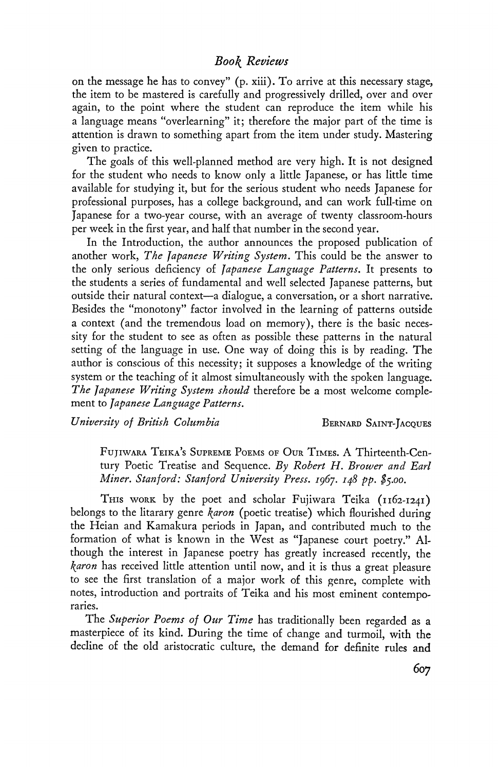on the message he has to convey" (p. xiii). To arrive at this necessary stage, the item to be mastered is carefully and progressively drilled, over and over again, to the point where the student can reproduce the item while his a language means "overlearning" it; therefore the major part of the time is attention is drawn to something apart from the item under study. Mastering given to practice.

The goals of this well-planned method are very high. It is not designed for the student who needs to know only a little Japanese, or has little time available for studying it, but for the serious student who needs Japanese for professional purposes, has a college background, and can work full-time on Japanese for a two-year course, with an average of twenty classroom-hours per week in the first year, and half that number in the second year.

In the Introduction, the author announces the proposed publication of another work, *The Japanese Writing System*. This could be the answer to the only serious deficiency of *Japanese Language Patterns*. It presents to the students a series of fundamental and well selected Japanese patterns, but outside their natural context—a dialogue, a conversation, or a short narrative. Besides the "monotony" factor involved in the learning of patterns outside a context (and the tremendous load on memory), there is the basic necessity for the student to see as often as possible these patterns in the natural setting of the language in use. One way of doing this is by reading. The author is conscious of this necessity; it supposes a knowledge of the writing system or the teaching of it almost simultaneously with the spoken language. *The Japanese Writing System should* therefore be a most welcome complement to *Japanese Language Patterns*.

*University of British Columbia* BERNARD SAINT-JACQUES

FUJIWARA TEIKA'S SUPREME POEMS OF OUR TIMES. A Thirteenth-Century Poetic Treatise and Sequence. *By Robert H. Brower and Earl Miner. Stanford: Stanford University Press. 1967. 148 pp. $5.00.*

THIS WORK by the poet and scholar Fujiwara Teika (1162-1241) belongs to the litarary genre *karon* (poetic treatise) which flourished during the Heian and Kamakura periods in Japan, and contributed much to the formation of what is known in the West as "Japanese court poetry." Although the interest in Japanese poetry has greatly increased recently, the *karon* has received little attention until now, and it is thus a great pleasure to see the first translation of a major work of this genre, complete with notes, introduction and portraits of Teika and his most eminent contemporaries.

The *Superior Poems of Our Time* has traditionally been regarded as a masterpiece of its kind. During the time of change and turmoil, with the decline of the old aristocratic culture, the demand for definite rules and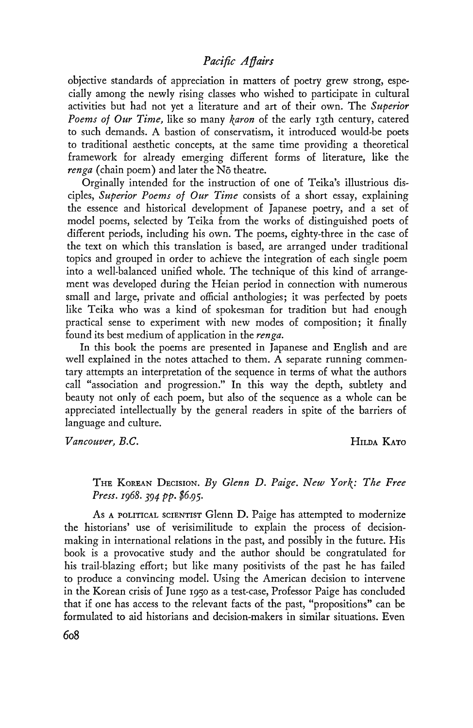objective standards of appreciation in matters of poetry grew strong, especially among the newly rising classes who wished to participate in cultural activities but had not yet a literature and art of their own. The *Superior Poems of Our Time,* like so many *karon* of the early 13th century, catered to such demands. A bastion of conservatism, it introduced would-be poets to traditional aesthetic concepts, at the same time providing a theoretical framework for already emerging different forms of literature, like the *renga* (chain poem) and later the Nō theatre.

Orginally intended for the instruction of one of Teika's illustrious disciples, *Superior Poems of Our Time* consists of a short essay, explaining the essence and historical development of Japanese poetry, and a set of model poems, selected by Teika from the works of distinguished poets of different periods, including his own. The poems, eighty-three in the case of the text on which this translation is based, are arranged under traditional topics and grouped in order to achieve the integration of each single poem into a well-balanced unified whole. The technique of this kind of arrangement was developed during the Heian period in connection with numerous small and large, private and official anthologies; it was perfected by poets like Teika who was a kind of spokesman for tradition but had enough practical sense to experiment with new modes of composition; it finally found its best medium of application in the *renga.*

In this book the poems are presented in Japanese and English and are well explained in the notes attached to them. A separate running commentary attempts an interpretation of the sequence in terms of what the authors call "association and progression." In this way the depth, subtlety and beauty not only of each poem, but also of the sequence as a whole can be appreciated intellectually by the general readers in spite of the barriers of language and culture.

*Vancouver, B.C.* HILDA KATO

THE KOREAN DECISION. *By Glenn D. Paige. New York: The Free Press. 1968. 394 pp. $6.95.*

AS A POLITICAL SCIENTIST Glenn D. Paige has attempted to modernize the historians' use of verisimilitude to explain the process of decision-making in international relations in the past, and possibly in the future. His book is a provocative study and the author should be congratulated for his trail-blazing effort; but like many positivists of the past he has failed to produce a convincing model. Using the American decision to intervene in the Korean crisis of June 1950 as a test-case, Professor Paige has concluded that if one has access to the relevant facts of the past, "propositions" can be formulated to aid historians and decision-makers in similar situations. Even